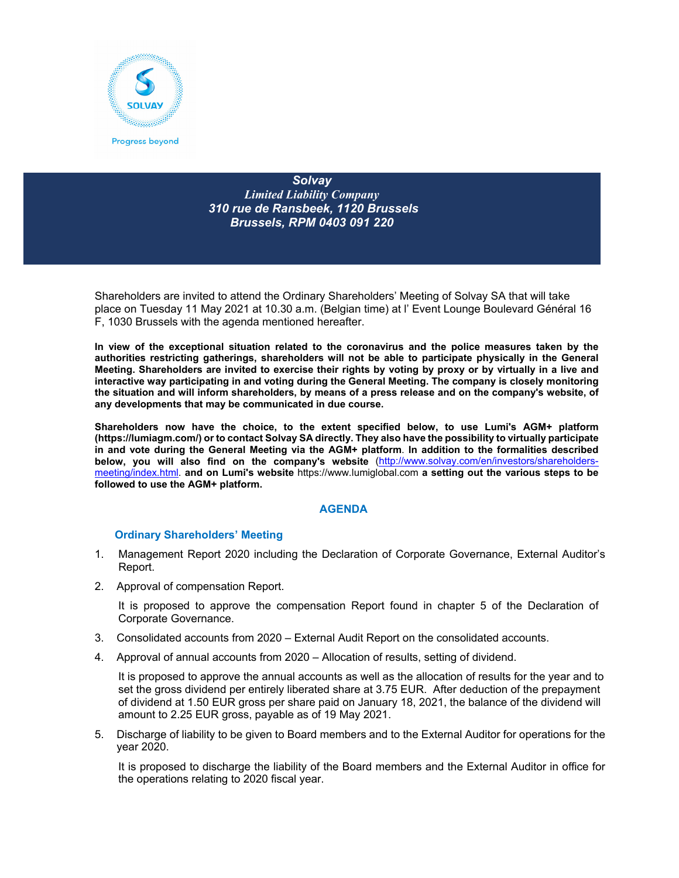**Solvay**
*Limited Liability Company*
*310 rue de Ransbeek, 1120 Brussels*
*Brussels, RPM 0403 091 220*

Shareholders are invited to attend the Ordinary Shareholders' Meeting of Solvay SA that will take place on Tuesday 11 May 2021 at 10.30 a.m. (Belgian time) at l' Event Lounge Boulevard Général 16 F, 1030 Brussels with the agenda mentioned hereafter.

**In view of the exceptional situation related to the coronavirus and the police measures taken by the authorities restricting gatherings, shareholders will not be able to participate physically in the General Meeting. Shareholders are invited to exercise their rights by voting by proxy or by virtually in a live and interactive way participating in and voting during the General Meeting. The company is closely monitoring the situation and will inform shareholders, by means of a press release and on the company's website, of any developments that may be communicated in due course.**

**Shareholders now have the choice, to the extent specified below, to use Lumi's AGM+ platform (https://lumiagm.com/) or to contact Solvay SA directly. They also have the possibility to virtually participate in and vote during the General Meeting via the AGM+ platform**. **In addition to the formalities described below, you will also find on the company's website** (http://www.solvay.com/en/investors/shareholders-meeting/index.html. **and on Lumi's website** https://www.lumiglobal.com **a setting out the various steps to be followed to use the AGM+ platform.**

## AGENDA

### Ordinary Shareholders' Meeting

1. Management Report 2020 including the Declaration of Corporate Governance, External Auditor's Report.

2. Approval of compensation Report.

   It is proposed to approve the compensation Report found in chapter 5 of the Declaration of Corporate Governance.

3. Consolidated accounts from 2020 – External Audit Report on the consolidated accounts.

4. Approval of annual accounts from 2020 – Allocation of results, setting of dividend.

   It is proposed to approve the annual accounts as well as the allocation of results for the year and to set the gross dividend per entirely liberated share at 3.75 EUR. After deduction of the prepayment of dividend at 1.50 EUR gross per share paid on January 18, 2021, the balance of the dividend will amount to 2.25 EUR gross, payable as of 19 May 2021.

5. Discharge of liability to be given to Board members and to the External Auditor for operations for the year 2020.

   It is proposed to discharge the liability of the Board members and the External Auditor in office for the operations relating to 2020 fiscal year.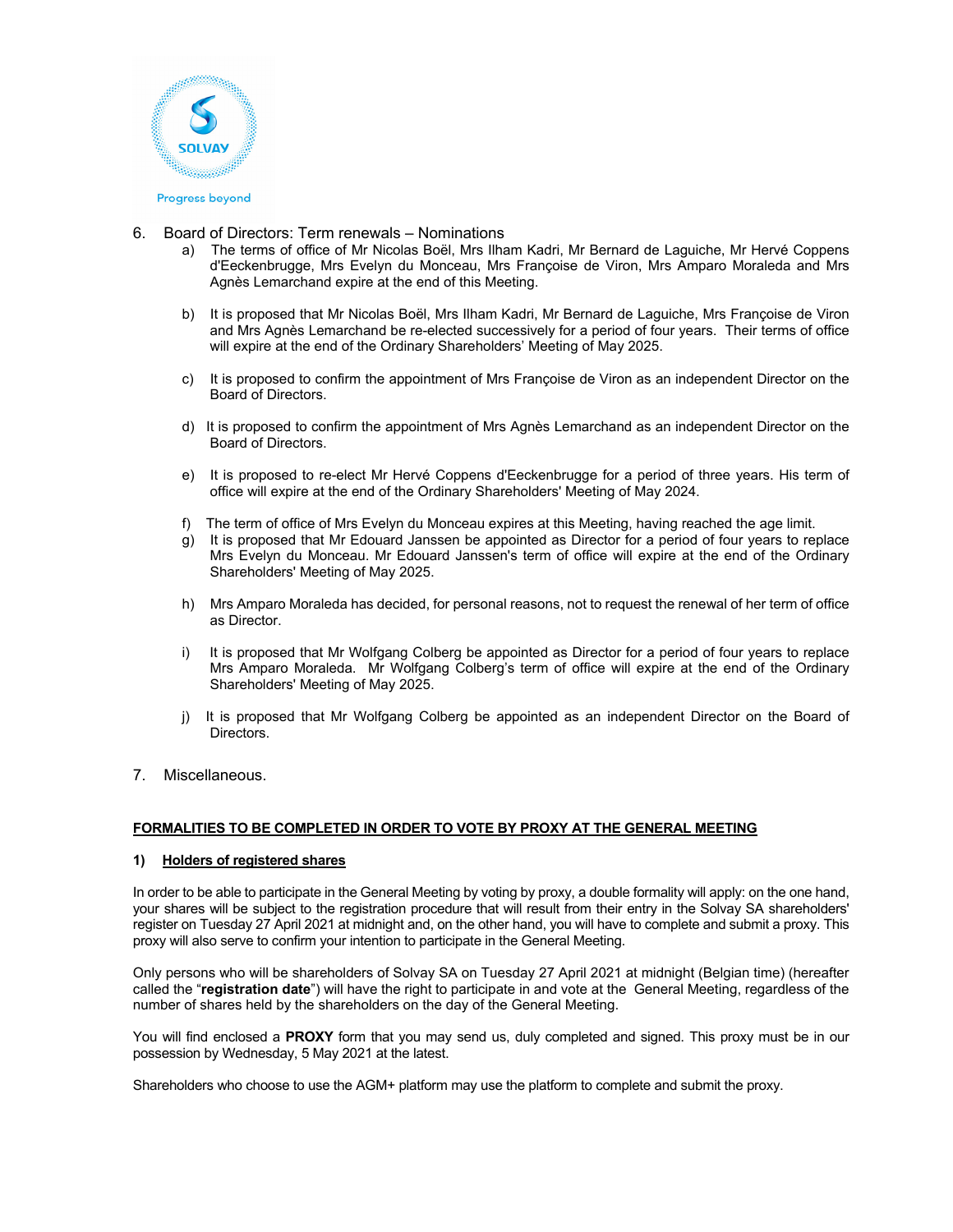6. Board of Directors: Term renewals – Nominations

   a) The terms of office of Mr Nicolas Boël, Mrs Ilham Kadri, Mr Bernard de Laguiche, Mr Hervé Coppens d'Eeckenbrugge, Mrs Evelyn du Monceau, Mrs Françoise de Viron, Mrs Amparo Moraleda and Mrs Agnès Lemarchand expire at the end of this Meeting.

   b) It is proposed that Mr Nicolas Boël, Mrs Ilham Kadri, Mr Bernard de Laguiche, Mrs Françoise de Viron and Mrs Agnès Lemarchand be re-elected successively for a period of four years. Their terms of office will expire at the end of the Ordinary Shareholders' Meeting of May 2025.

   c) It is proposed to confirm the appointment of Mrs Françoise de Viron as an independent Director on the Board of Directors.

   d) It is proposed to confirm the appointment of Mrs Agnès Lemarchand as an independent Director on the Board of Directors.

   e) It is proposed to re-elect Mr Hervé Coppens d'Eeckenbrugge for a period of three years. His term of office will expire at the end of the Ordinary Shareholders' Meeting of May 2024.

   f) The term of office of Mrs Evelyn du Monceau expires at this Meeting, having reached the age limit.

   g) It is proposed that Mr Edouard Janssen be appointed as Director for a period of four years to replace Mrs Evelyn du Monceau. Mr Edouard Janssen's term of office will expire at the end of the Ordinary Shareholders' Meeting of May 2025.

   h) Mrs Amparo Moraleda has decided, for personal reasons, not to request the renewal of her term of office as Director.

   i) It is proposed that Mr Wolfgang Colberg be appointed as Director for a period of four years to replace Mrs Amparo Moraleda. Mr Wolfgang Colberg's term of office will expire at the end of the Ordinary Shareholders' Meeting of May 2025.

   j) It is proposed that Mr Wolfgang Colberg be appointed as an independent Director on the Board of Directors.

7. Miscellaneous.

## FORMALITIES TO BE COMPLETED IN ORDER TO VOTE BY PROXY AT THE GENERAL MEETING

### 1) Holders of registered shares

In order to be able to participate in the General Meeting by voting by proxy, a double formality will apply: on the one hand, your shares will be subject to the registration procedure that will result from their entry in the Solvay SA shareholders' register on Tuesday 27 April 2021 at midnight and, on the other hand, you will have to complete and submit a proxy. This proxy will also serve to confirm your intention to participate in the General Meeting.

Only persons who will be shareholders of Solvay SA on Tuesday 27 April 2021 at midnight (Belgian time) (hereafter called the "**registration date**") will have the right to participate in and vote at the General Meeting, regardless of the number of shares held by the shareholders on the day of the General Meeting.

You will find enclosed a **PROXY** form that you may send us, duly completed and signed. This proxy must be in our possession by Wednesday, 5 May 2021 at the latest.

Shareholders who choose to use the AGM+ platform may use the platform to complete and submit the proxy.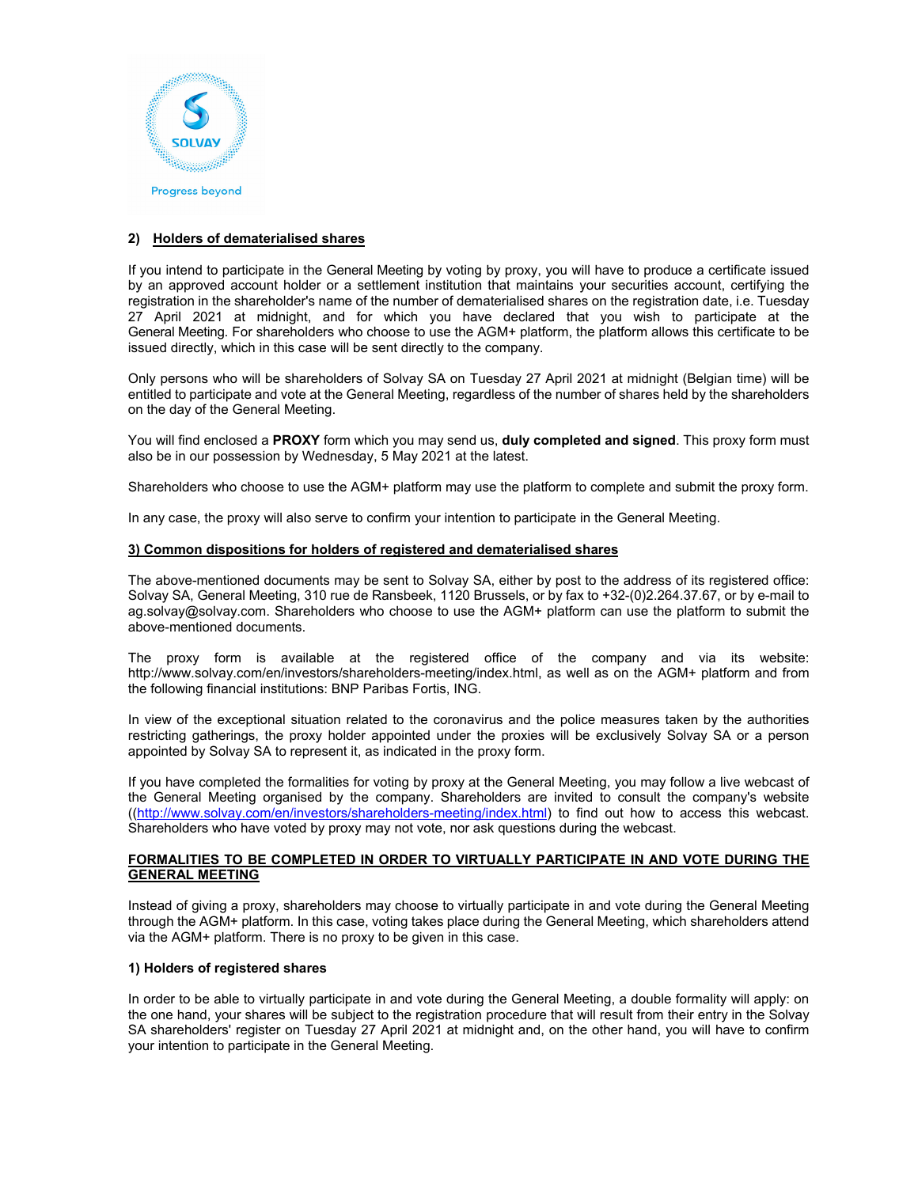**2) Holders of dematerialised shares**

If you intend to participate in the General Meeting by voting by proxy, you will have to produce a certificate issued by an approved account holder or a settlement institution that maintains your securities account, certifying the registration in the shareholder's name of the number of dematerialised shares on the registration date, i.e. Tuesday 27 April 2021 at midnight, and for which you have declared that you wish to participate at the General Meeting. For shareholders who choose to use the AGM+ platform, the platform allows this certificate to be issued directly, which in this case will be sent directly to the company.

Only persons who will be shareholders of Solvay SA on Tuesday 27 April 2021 at midnight (Belgian time) will be entitled to participate and vote at the General Meeting, regardless of the number of shares held by the shareholders on the day of the General Meeting.

You will find enclosed a **PROXY** form which you may send us, **duly completed and signed**. This proxy form must also be in our possession by Wednesday, 5 May 2021 at the latest.

Shareholders who choose to use the AGM+ platform may use the platform to complete and submit the proxy form.

In any case, the proxy will also serve to confirm your intention to participate in the General Meeting.

**3) Common dispositions for holders of registered and dematerialised shares**

The above-mentioned documents may be sent to Solvay SA, either by post to the address of its registered office: Solvay SA, General Meeting, 310 rue de Ransbeek, 1120 Brussels, or by fax to +32-(0)2.264.37.67, or by e-mail to ag.solvay@solvay.com. Shareholders who choose to use the AGM+ platform can use the platform to submit the above-mentioned documents.

The proxy form is available at the registered office of the company and via its website: http://www.solvay.com/en/investors/shareholders-meeting/index.html, as well as on the AGM+ platform and from the following financial institutions: BNP Paribas Fortis, ING.

In view of the exceptional situation related to the coronavirus and the police measures taken by the authorities restricting gatherings, the proxy holder appointed under the proxies will be exclusively Solvay SA or a person appointed by Solvay SA to represent it, as indicated in the proxy form.

If you have completed the formalities for voting by proxy at the General Meeting, you may follow a live webcast of the General Meeting organised by the company. Shareholders are invited to consult the company's website ((http://www.solvay.com/en/investors/shareholders-meeting/index.html) to find out how to access this webcast. Shareholders who have voted by proxy may not vote, nor ask questions during the webcast.

**FORMALITIES TO BE COMPLETED IN ORDER TO VIRTUALLY PARTICIPATE IN AND VOTE DURING THE GENERAL MEETING**

Instead of giving a proxy, shareholders may choose to virtually participate in and vote during the General Meeting through the AGM+ platform. In this case, voting takes place during the General Meeting, which shareholders attend via the AGM+ platform. There is no proxy to be given in this case.

**1) Holders of registered shares**

In order to be able to virtually participate in and vote during the General Meeting, a double formality will apply: on the one hand, your shares will be subject to the registration procedure that will result from their entry in the Solvay SA shareholders' register on Tuesday 27 April 2021 at midnight and, on the other hand, you will have to confirm your intention to participate in the General Meeting.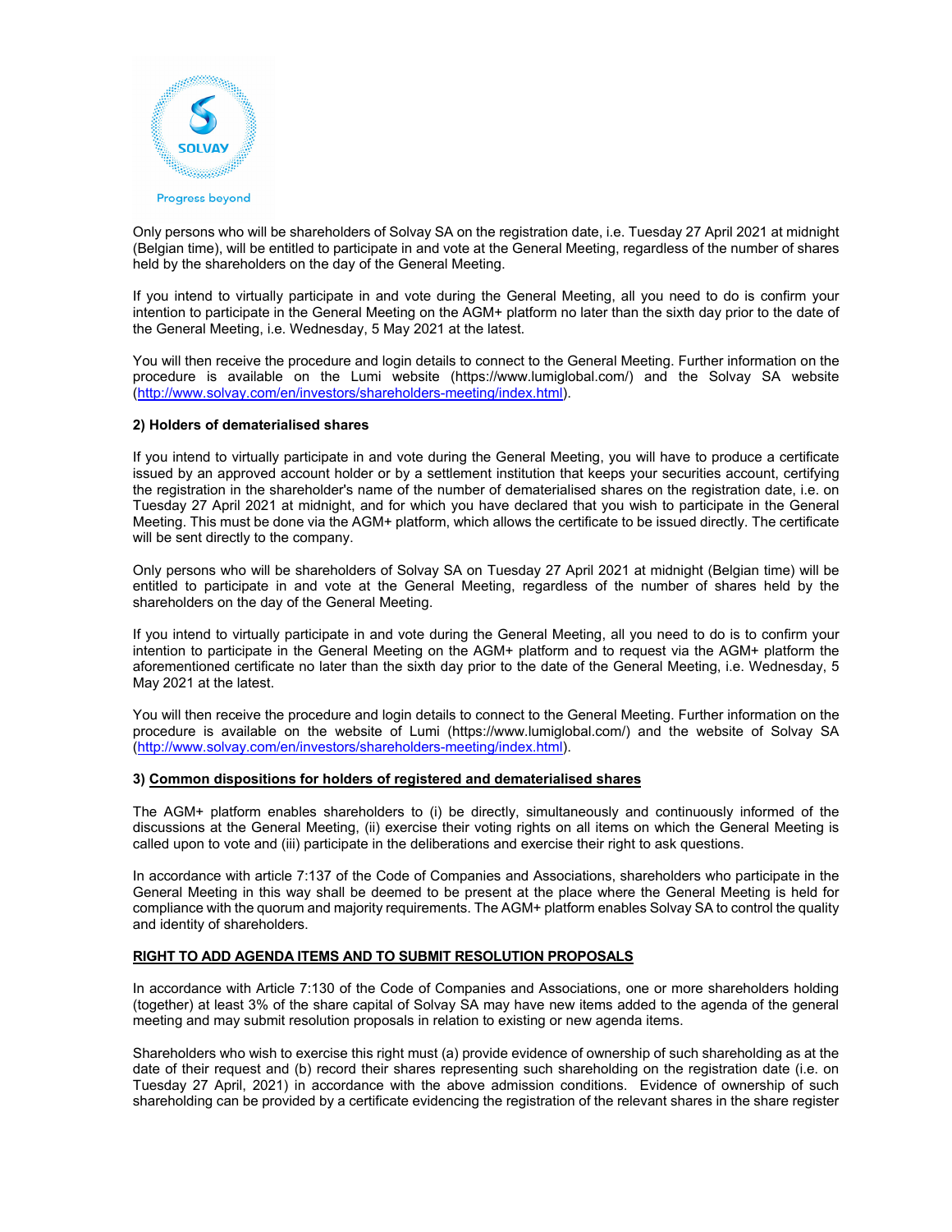Only persons who will be shareholders of Solvay SA on the registration date, i.e. Tuesday 27 April 2021 at midnight (Belgian time), will be entitled to participate in and vote at the General Meeting, regardless of the number of shares held by the shareholders on the day of the General Meeting.

If you intend to virtually participate in and vote during the General Meeting, all you need to do is confirm your intention to participate in the General Meeting on the AGM+ platform no later than the sixth day prior to the date of the General Meeting, i.e. Wednesday, 5 May 2021 at the latest.

You will then receive the procedure and login details to connect to the General Meeting. Further information on the procedure is available on the Lumi website (https://www.lumiglobal.com/) and the Solvay SA website (http://www.solvay.com/en/investors/shareholders-meeting/index.html).

**2) Holders of dematerialised shares**

If you intend to virtually participate in and vote during the General Meeting, you will have to produce a certificate issued by an approved account holder or by a settlement institution that keeps your securities account, certifying the registration in the shareholder's name of the number of dematerialised shares on the registration date, i.e. on Tuesday 27 April 2021 at midnight, and for which you have declared that you wish to participate in the General Meeting. This must be done via the AGM+ platform, which allows the certificate to be issued directly. The certificate will be sent directly to the company.

Only persons who will be shareholders of Solvay SA on Tuesday 27 April 2021 at midnight (Belgian time) will be entitled to participate in and vote at the General Meeting, regardless of the number of shares held by the shareholders on the day of the General Meeting.

If you intend to virtually participate in and vote during the General Meeting, all you need to do is to confirm your intention to participate in the General Meeting on the AGM+ platform and to request via the AGM+ platform the aforementioned certificate no later than the sixth day prior to the date of the General Meeting, i.e. Wednesday, 5 May 2021 at the latest.

You will then receive the procedure and login details to connect to the General Meeting. Further information on the procedure is available on the website of Lumi (https://www.lumiglobal.com/) and the website of Solvay SA (http://www.solvay.com/en/investors/shareholders-meeting/index.html).

**3) Common dispositions for holders of registered and dematerialised shares**

The AGM+ platform enables shareholders to (i) be directly, simultaneously and continuously informed of the discussions at the General Meeting, (ii) exercise their voting rights on all items on which the General Meeting is called upon to vote and (iii) participate in the deliberations and exercise their right to ask questions.

In accordance with article 7:137 of the Code of Companies and Associations, shareholders who participate in the General Meeting in this way shall be deemed to be present at the place where the General Meeting is held for compliance with the quorum and majority requirements. The AGM+ platform enables Solvay SA to control the quality and identity of shareholders.

**RIGHT TO ADD AGENDA ITEMS AND TO SUBMIT RESOLUTION PROPOSALS**

In accordance with Article 7:130 of the Code of Companies and Associations, one or more shareholders holding (together) at least 3% of the share capital of Solvay SA may have new items added to the agenda of the general meeting and may submit resolution proposals in relation to existing or new agenda items.

Shareholders who wish to exercise this right must (a) provide evidence of ownership of such shareholding as at the date of their request and (b) record their shares representing such shareholding on the registration date (i.e. on Tuesday 27 April, 2021) in accordance with the above admission conditions. Evidence of ownership of such shareholding can be provided by a certificate evidencing the registration of the relevant shares in the share register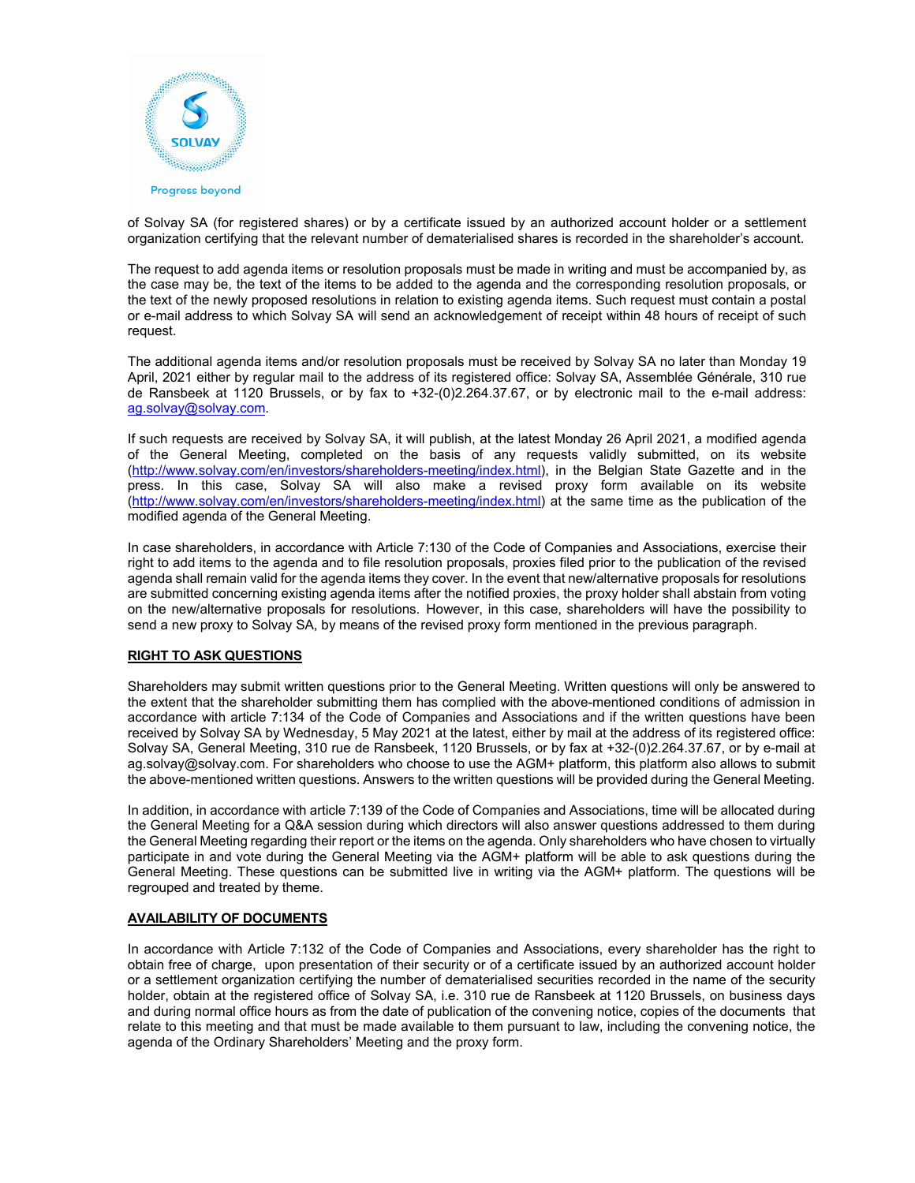of Solvay SA (for registered shares) or by a certificate issued by an authorized account holder or a settlement organization certifying that the relevant number of dematerialised shares is recorded in the shareholder's account.

The request to add agenda items or resolution proposals must be made in writing and must be accompanied by, as the case may be, the text of the items to be added to the agenda and the corresponding resolution proposals, or the text of the newly proposed resolutions in relation to existing agenda items. Such request must contain a postal or e-mail address to which Solvay SA will send an acknowledgement of receipt within 48 hours of receipt of such request.

The additional agenda items and/or resolution proposals must be received by Solvay SA no later than Monday 19 April, 2021 either by regular mail to the address of its registered office: Solvay SA, Assemblée Générale, 310 rue de Ransbeek at 1120 Brussels, or by fax to +32-(0)2.264.37.67, or by electronic mail to the e-mail address: [ag.solvay@solvay.com](mailto:ag.solvay@solvay.com).

If such requests are received by Solvay SA, it will publish, at the latest Monday 26 April 2021, a modified agenda of the General Meeting, completed on the basis of any requests validly submitted, on its website ([http://www.solvay.com/en/investors/shareholders-meeting/index.html](http://www.solvay.com/en/investors/shareholders-meeting/index.html)), in the Belgian State Gazette and in the press. In this case, Solvay SA will also make a revised proxy form available on its website ([http://www.solvay.com/en/investors/shareholders-meeting/index.html](http://www.solvay.com/en/investors/shareholders-meeting/index.html)) at the same time as the publication of the modified agenda of the General Meeting.

In case shareholders, in accordance with Article 7:130 of the Code of Companies and Associations, exercise their right to add items to the agenda and to file resolution proposals, proxies filed prior to the publication of the revised agenda shall remain valid for the agenda items they cover. In the event that new/alternative proposals for resolutions are submitted concerning existing agenda items after the notified proxies, the proxy holder shall abstain from voting on the new/alternative proposals for resolutions. However, in this case, shareholders will have the possibility to send a new proxy to Solvay SA, by means of the revised proxy form mentioned in the previous paragraph.

**RIGHT TO ASK QUESTIONS**

Shareholders may submit written questions prior to the General Meeting. Written questions will only be answered to the extent that the shareholder submitting them has complied with the above-mentioned conditions of admission in accordance with article 7:134 of the Code of Companies and Associations and if the written questions have been received by Solvay SA by Wednesday, 5 May 2021 at the latest, either by mail at the address of its registered office: Solvay SA, General Meeting, 310 rue de Ransbeek, 1120 Brussels, or by fax at +32-(0)2.264.37.67, or by e-mail at ag.solvay@solvay.com. For shareholders who choose to use the AGM+ platform, this platform also allows to submit the above-mentioned written questions. Answers to the written questions will be provided during the General Meeting.

In addition, in accordance with article 7:139 of the Code of Companies and Associations, time will be allocated during the General Meeting for a Q&A session during which directors will also answer questions addressed to them during the General Meeting regarding their report or the items on the agenda. Only shareholders who have chosen to virtually participate in and vote during the General Meeting via the AGM+ platform will be able to ask questions during the General Meeting. These questions can be submitted live in writing via the AGM+ platform. The questions will be regrouped and treated by theme.

**AVAILABILITY OF DOCUMENTS**

In accordance with Article 7:132 of the Code of Companies and Associations, every shareholder has the right to obtain free of charge, upon presentation of their security or of a certificate issued by an authorized account holder or a settlement organization certifying the number of dematerialised securities recorded in the name of the security holder, obtain at the registered office of Solvay SA, i.e. 310 rue de Ransbeek at 1120 Brussels, on business days and during normal office hours as from the date of publication of the convening notice, copies of the documents that relate to this meeting and that must be made available to them pursuant to law, including the convening notice, the agenda of the Ordinary Shareholders' Meeting and the proxy form.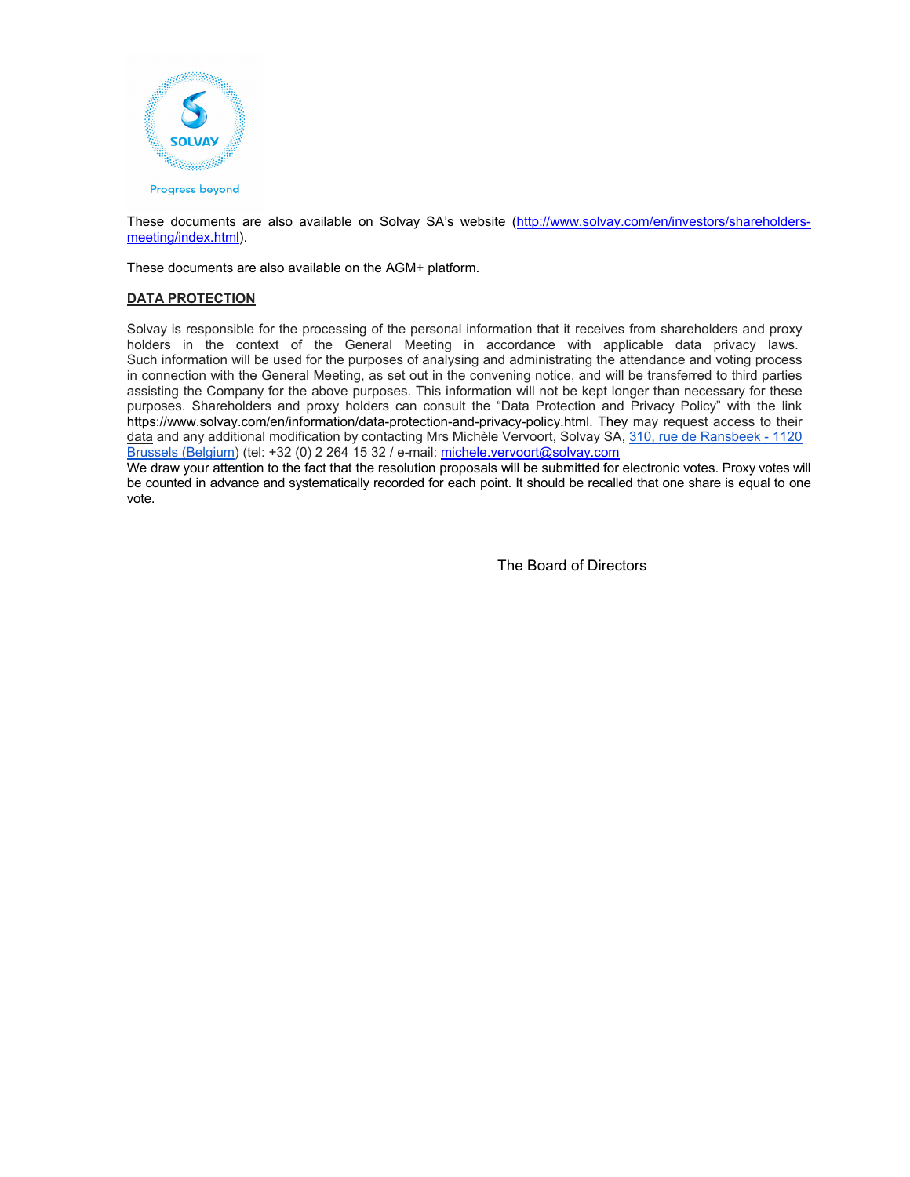These documents are also available on Solvay SA's website (http://www.solvay.com/en/investors/shareholders-meeting/index.html).

These documents are also available on the AGM+ platform.

**DATA PROTECTION**

Solvay is responsible for the processing of the personal information that it receives from shareholders and proxy holders in the context of the General Meeting in accordance with applicable data privacy laws. Such information will be used for the purposes of analysing and administrating the attendance and voting process in connection with the General Meeting, as set out in the convening notice, and will be transferred to third parties assisting the Company for the above purposes. This information will not be kept longer than necessary for these purposes. Shareholders and proxy holders can consult the "Data Protection and Privacy Policy" with the link https://www.solvay.com/en/information/data-protection-and-privacy-policy.html. They may request access to their data and any additional modification by contacting Mrs Michèle Vervoort, Solvay SA, 310, rue de Ransbeek - 1120 Brussels (Belgium) (tel: +32 (0) 2 264 15 32 / e-mail: michele.vervoort@solvay.com

We draw your attention to the fact that the resolution proposals will be submitted for electronic votes. Proxy votes will be counted in advance and systematically recorded for each point. It should be recalled that one share is equal to one vote.

The Board of Directors